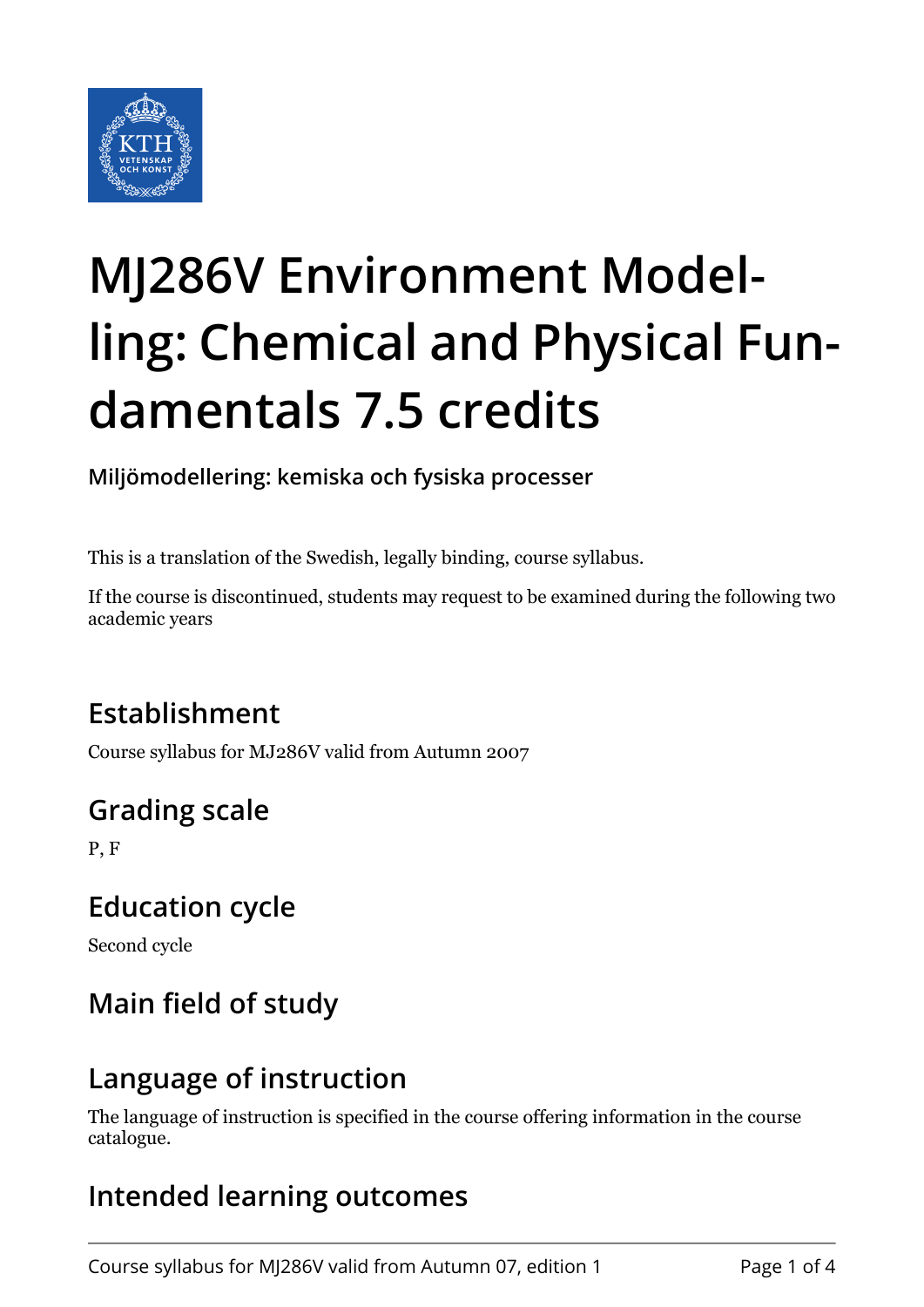# MJ286V Environment Modelling: Chemical and Physical Fundamentals 7.5 credits

**Miljömodellering: kemiska och fysiska processer**

This is a translation of the Swedish, legally binding, course syllabus.

If the course is discontinued, students may request to be examined during the following two academic years

## Establishment

Course syllabus for MJ286V valid from Autumn 2007

## Grading scale

P, F

## Education cycle

Second cycle

## Main field of study

## Language of instruction

The language of instruction is specified in the course offering information in the course catalogue.

## Intended learning outcomes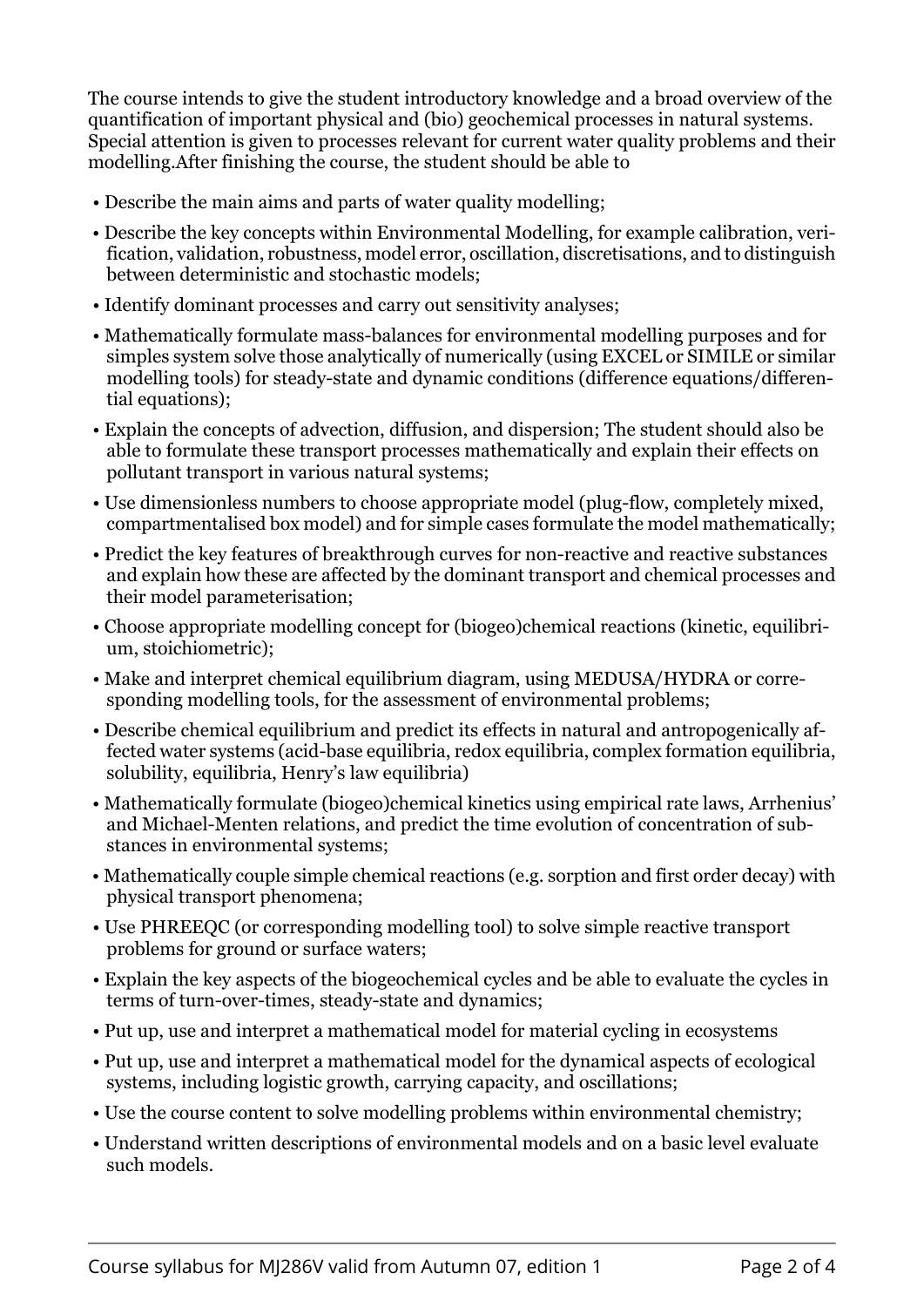The course intends to give the student introductory knowledge and a broad overview of the quantification of important physical and (bio) geochemical processes in natural systems. Special attention is given to processes relevant for current water quality problems and their modelling.After finishing the course, the student should be able to

- Describe the main aims and parts of water quality modelling;
- Describe the key concepts within Environmental Modelling, for example calibration, verification, validation, robustness, model error, oscillation, discretisations, and to distinguish between deterministic and stochastic models;
- Identify dominant processes and carry out sensitivity analyses;
- Mathematically formulate mass-balances for environmental modelling purposes and for simples system solve those analytically of numerically (using EXCEL or SIMILE or similar modelling tools) for steady-state and dynamic conditions (difference equations/differential equations);
- Explain the concepts of advection, diffusion, and dispersion; The student should also be able to formulate these transport processes mathematically and explain their effects on pollutant transport in various natural systems;
- Use dimensionless numbers to choose appropriate model (plug-flow, completely mixed, compartmentalised box model) and for simple cases formulate the model mathematically;
- Predict the key features of breakthrough curves for non-reactive and reactive substances and explain how these are affected by the dominant transport and chemical processes and their model parameterisation;
- Choose appropriate modelling concept for (biogeo)chemical reactions (kinetic, equilibrium, stoichiometric);
- Make and interpret chemical equilibrium diagram, using MEDUSA/HYDRA or corresponding modelling tools, for the assessment of environmental problems;
- Describe chemical equilibrium and predict its effects in natural and antropogenically affected water systems (acid-base equilibria, redox equilibria, complex formation equilibria, solubility, equilibria, Henry's law equilibria)
- Mathematically formulate (biogeo)chemical kinetics using empirical rate laws, Arrhenius' and Michael-Menten relations, and predict the time evolution of concentration of substances in environmental systems;
- Mathematically couple simple chemical reactions (e.g. sorption and first order decay) with physical transport phenomena;
- Use PHREEQC (or corresponding modelling tool) to solve simple reactive transport problems for ground or surface waters;
- Explain the key aspects of the biogeochemical cycles and be able to evaluate the cycles in terms of turn-over-times, steady-state and dynamics;
- Put up, use and interpret a mathematical model for material cycling in ecosystems
- Put up, use and interpret a mathematical model for the dynamical aspects of ecological systems, including logistic growth, carrying capacity, and oscillations;
- Use the course content to solve modelling problems within environmental chemistry;
- Understand written descriptions of environmental models and on a basic level evaluate such models.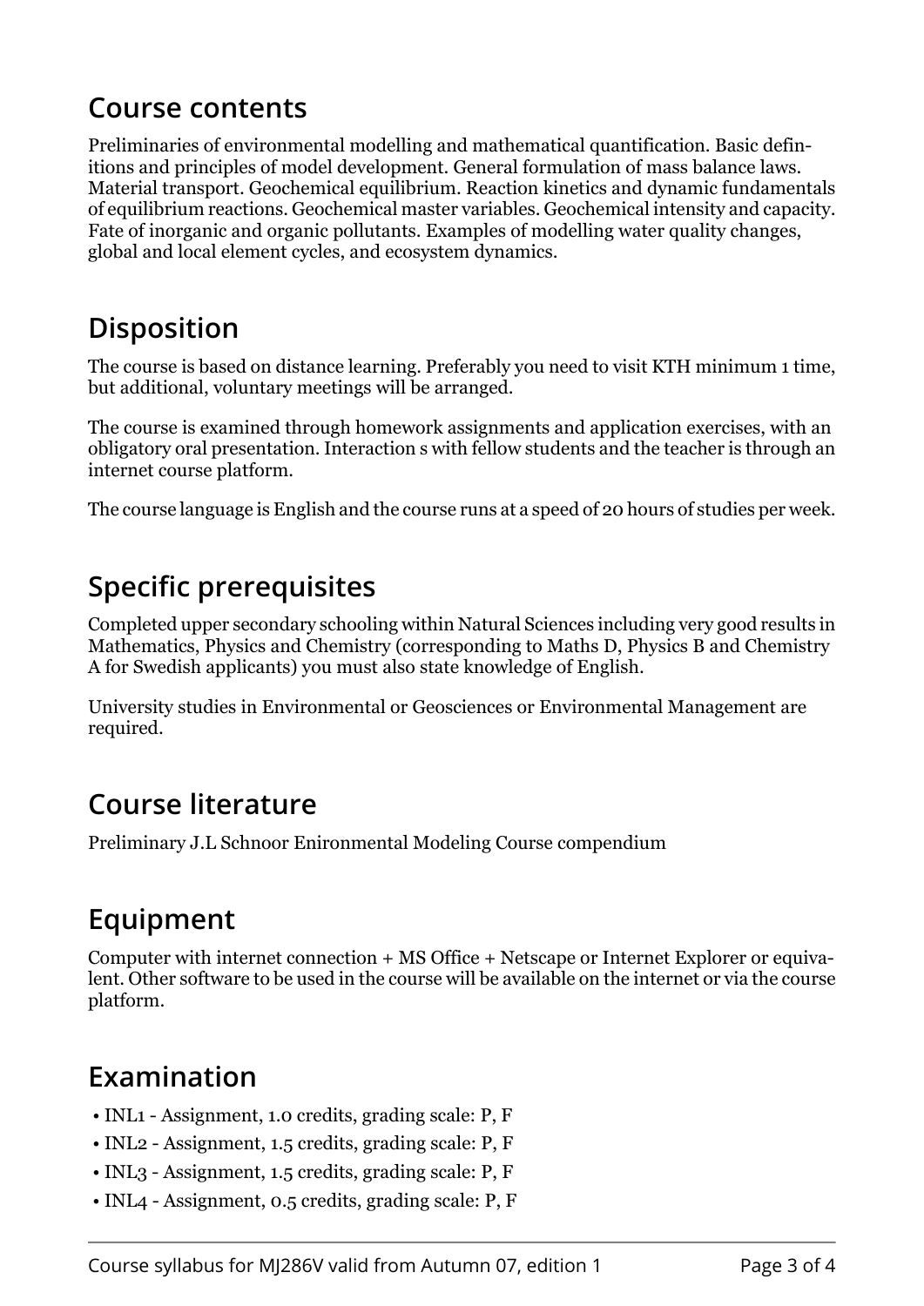## Course contents

Preliminaries of environmental modelling and mathematical quantification. Basic definitions and principles of model development. General formulation of mass balance laws. Material transport. Geochemical equilibrium. Reaction kinetics and dynamic fundamentals of equilibrium reactions. Geochemical master variables. Geochemical intensity and capacity. Fate of inorganic and organic pollutants. Examples of modelling water quality changes, global and local element cycles, and ecosystem dynamics.

## Disposition

The course is based on distance learning. Preferably you need to visit KTH minimum 1 time, but additional, voluntary meetings will be arranged.

The course is examined through homework assignments and application exercises, with an obligatory oral presentation. Interaction s with fellow students and the teacher is through an internet course platform.

The course language is English and the course runs at a speed of 20 hours of studies per week.

## Specific prerequisites

Completed upper secondary schooling within Natural Sciences including very good results in Mathematics, Physics and Chemistry (corresponding to Maths D, Physics B and Chemistry A for Swedish applicants) you must also state knowledge of English.

University studies in Environmental or Geosciences or Environmental Management are required.

## Course literature

Preliminary J.L Schnoor Enironmental Modeling Course compendium

## Equipment

Computer with internet connection + MS Office + Netscape or Internet Explorer or equivalent. Other software to be used in the course will be available on the internet or via the course platform.

## Examination

- INL1 - Assignment, 1.0 credits, grading scale: P, F
- INL2 - Assignment, 1.5 credits, grading scale: P, F
- INL3 - Assignment, 1.5 credits, grading scale: P, F
- INL4 - Assignment, 0.5 credits, grading scale: P, F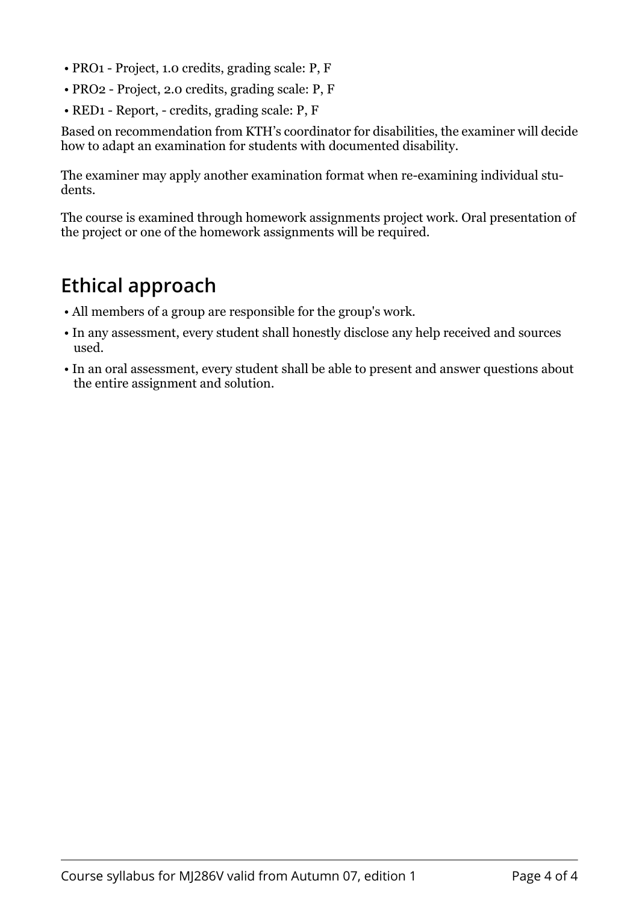- PRO1 - Project, 1.0 credits, grading scale: P, F
- PRO2 - Project, 2.0 credits, grading scale: P, F
- RED1 - Report, - credits, grading scale: P, F

Based on recommendation from KTH's coordinator for disabilities, the examiner will decide how to adapt an examination for students with documented disability.

The examiner may apply another examination format when re-examining individual students.

The course is examined through homework assignments project work. Oral presentation of the project or one of the homework assignments will be required.

## Ethical approach

- All members of a group are responsible for the group's work.
- In any assessment, every student shall honestly disclose any help received and sources used.
- In an oral assessment, every student shall be able to present and answer questions about the entire assignment and solution.